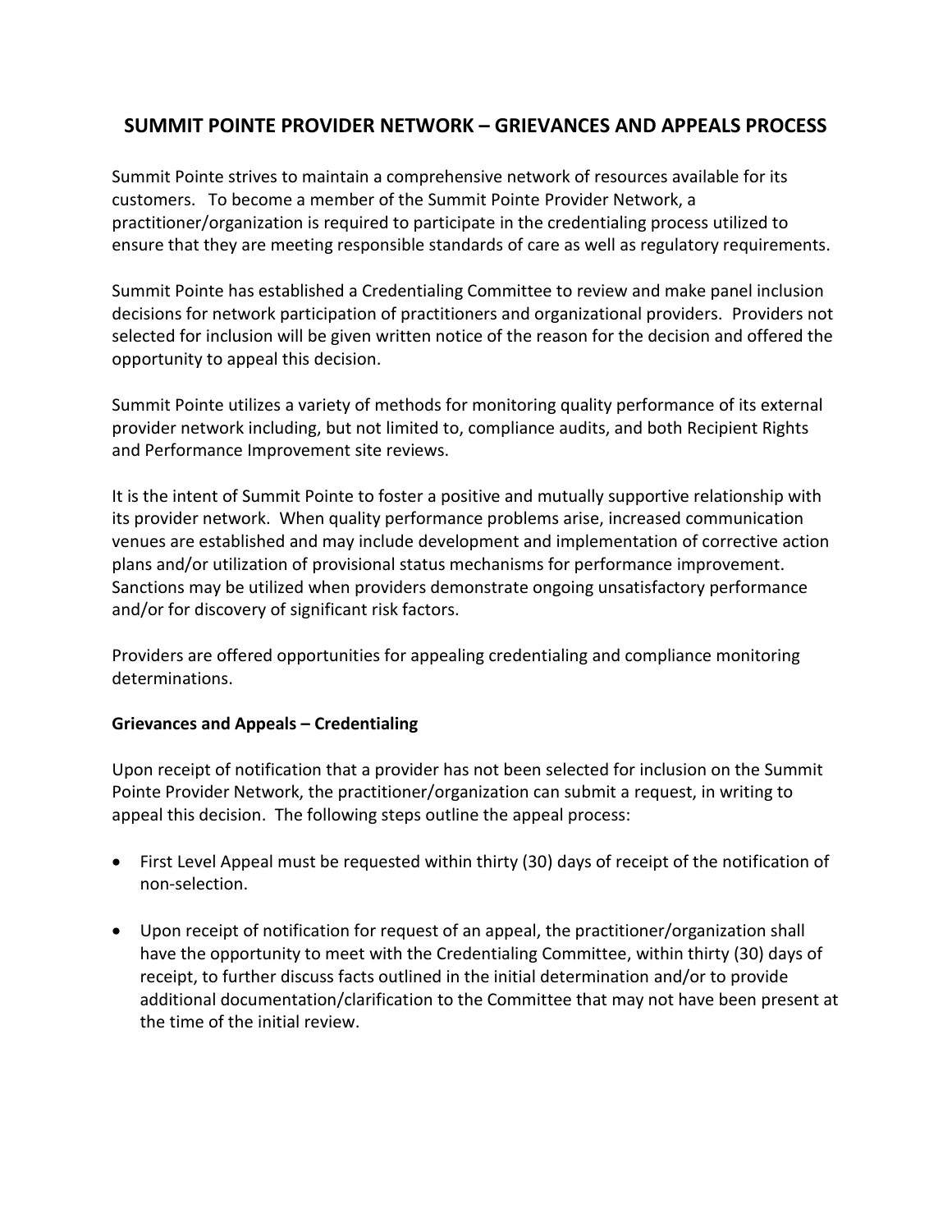# SUMMIT POINTE PROVIDER NETWORK – GRIEVANCES AND APPEALS PROCESS

Summit Pointe strives to maintain a comprehensive network of resources available for its customers. To become a member of the Summit Pointe Provider Network, a practitioner/organization is required to participate in the credentialing process utilized to ensure that they are meeting responsible standards of care as well as regulatory requirements.

Summit Pointe has established a Credentialing Committee to review and make panel inclusion decisions for network participation of practitioners and organizational providers. Providers not selected for inclusion will be given written notice of the reason for the decision and offered the opportunity to appeal this decision.

Summit Pointe utilizes a variety of methods for monitoring quality performance of its external provider network including, but not limited to, compliance audits, and both Recipient Rights and Performance Improvement site reviews.

It is the intent of Summit Pointe to foster a positive and mutually supportive relationship with its provider network. When quality performance problems arise, increased communication venues are established and may include development and implementation of corrective action plans and/or utilization of provisional status mechanisms for performance improvement. Sanctions may be utilized when providers demonstrate ongoing unsatisfactory performance and/or for discovery of significant risk factors.

Providers are offered opportunities for appealing credentialing and compliance monitoring determinations.

**Grievances and Appeals – Credentialing**

Upon receipt of notification that a provider has not been selected for inclusion on the Summit Pointe Provider Network, the practitioner/organization can submit a request, in writing to appeal this decision. The following steps outline the appeal process:

- First Level Appeal must be requested within thirty (30) days of receipt of the notification of non-selection.
- Upon receipt of notification for request of an appeal, the practitioner/organization shall have the opportunity to meet with the Credentialing Committee, within thirty (30) days of receipt, to further discuss facts outlined in the initial determination and/or to provide additional documentation/clarification to the Committee that may not have been present at the time of the initial review.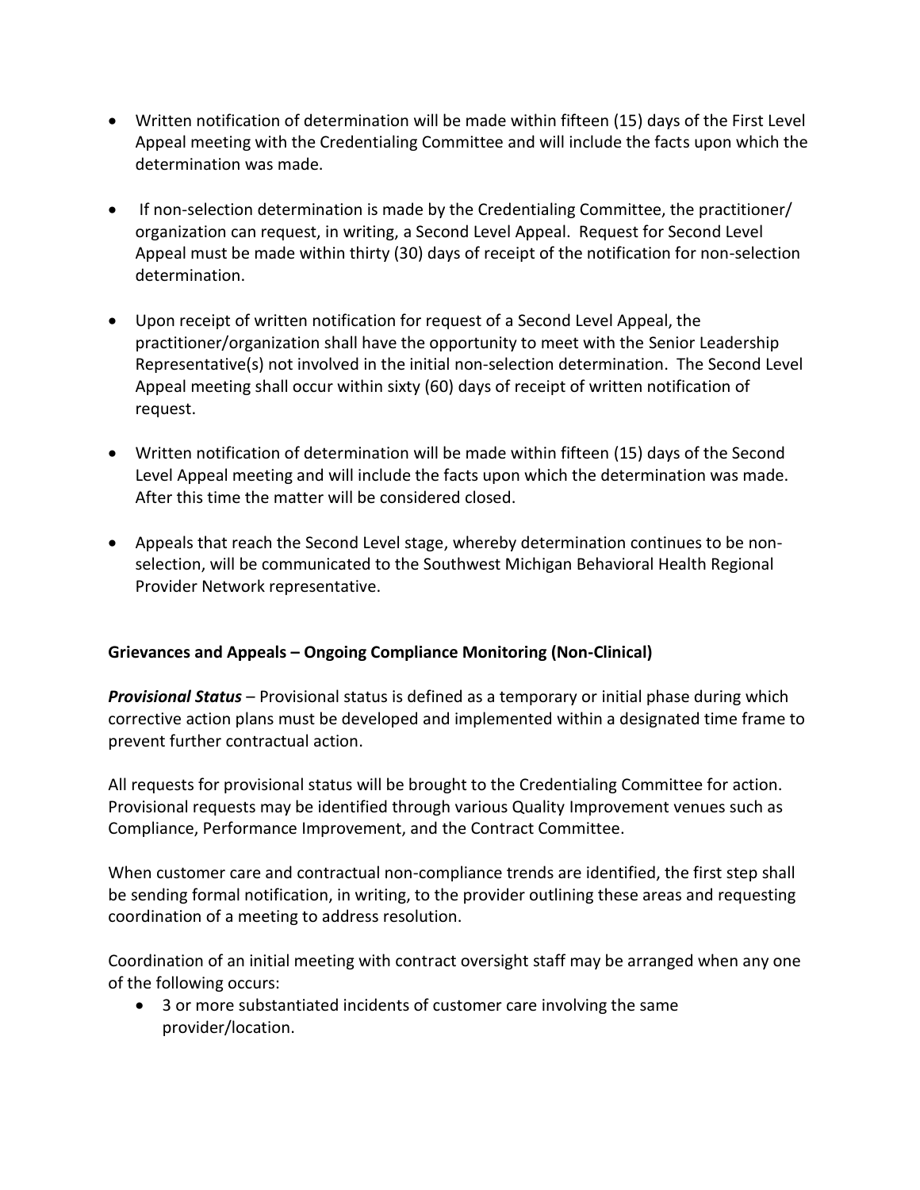- Written notification of determination will be made within fifteen (15) days of the First Level Appeal meeting with the Credentialing Committee and will include the facts upon which the determination was made.

- If non-selection determination is made by the Credentialing Committee, the practitioner/ organization can request, in writing, a Second Level Appeal. Request for Second Level Appeal must be made within thirty (30) days of receipt of the notification for non-selection determination.

- Upon receipt of written notification for request of a Second Level Appeal, the practitioner/organization shall have the opportunity to meet with the Senior Leadership Representative(s) not involved in the initial non-selection determination. The Second Level Appeal meeting shall occur within sixty (60) days of receipt of written notification of request.

- Written notification of determination will be made within fifteen (15) days of the Second Level Appeal meeting and will include the facts upon which the determination was made. After this time the matter will be considered closed.

- Appeals that reach the Second Level stage, whereby determination continues to be non-selection, will be communicated to the Southwest Michigan Behavioral Health Regional Provider Network representative.

**Grievances and Appeals – Ongoing Compliance Monitoring (Non-Clinical)**

***Provisional Status*** – Provisional status is defined as a temporary or initial phase during which corrective action plans must be developed and implemented within a designated time frame to prevent further contractual action.

All requests for provisional status will be brought to the Credentialing Committee for action. Provisional requests may be identified through various Quality Improvement venues such as Compliance, Performance Improvement, and the Contract Committee.

When customer care and contractual non-compliance trends are identified, the first step shall be sending formal notification, in writing, to the provider outlining these areas and requesting coordination of a meeting to address resolution.

Coordination of an initial meeting with contract oversight staff may be arranged when any one of the following occurs:

- 3 or more substantiated incidents of customer care involving the same provider/location.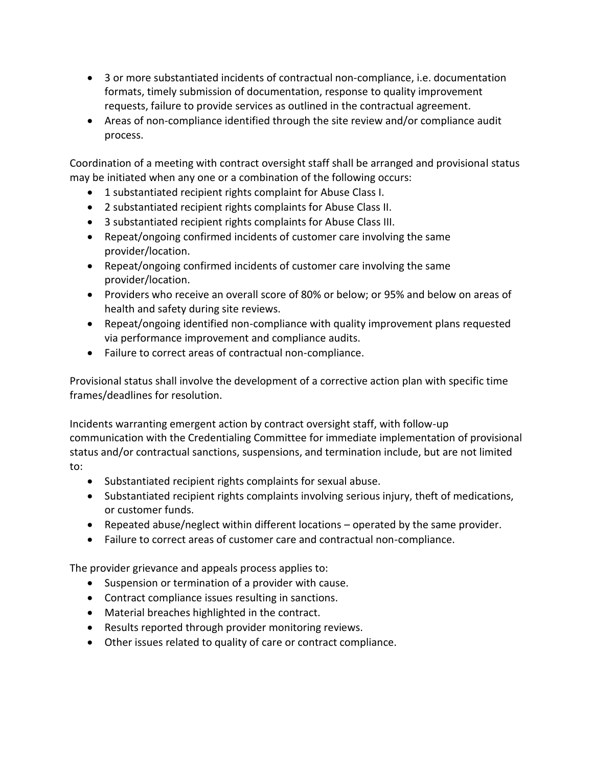- 3 or more substantiated incidents of contractual non-compliance, i.e. documentation formats, timely submission of documentation, response to quality improvement requests, failure to provide services as outlined in the contractual agreement.
- Areas of non-compliance identified through the site review and/or compliance audit process.

Coordination of a meeting with contract oversight staff shall be arranged and provisional status may be initiated when any one or a combination of the following occurs:

- 1 substantiated recipient rights complaint for Abuse Class I.
- 2 substantiated recipient rights complaints for Abuse Class II.
- 3 substantiated recipient rights complaints for Abuse Class III.
- Repeat/ongoing confirmed incidents of customer care involving the same provider/location.
- Repeat/ongoing confirmed incidents of customer care involving the same provider/location.
- Providers who receive an overall score of 80% or below; or 95% and below on areas of health and safety during site reviews.
- Repeat/ongoing identified non-compliance with quality improvement plans requested via performance improvement and compliance audits.
- Failure to correct areas of contractual non-compliance.

Provisional status shall involve the development of a corrective action plan with specific time frames/deadlines for resolution.

Incidents warranting emergent action by contract oversight staff, with follow-up communication with the Credentialing Committee for immediate implementation of provisional status and/or contractual sanctions, suspensions, and termination include, but are not limited to:

- Substantiated recipient rights complaints for sexual abuse.
- Substantiated recipient rights complaints involving serious injury, theft of medications, or customer funds.
- Repeated abuse/neglect within different locations – operated by the same provider.
- Failure to correct areas of customer care and contractual non-compliance.

The provider grievance and appeals process applies to:

- Suspension or termination of a provider with cause.
- Contract compliance issues resulting in sanctions.
- Material breaches highlighted in the contract.
- Results reported through provider monitoring reviews.
- Other issues related to quality of care or contract compliance.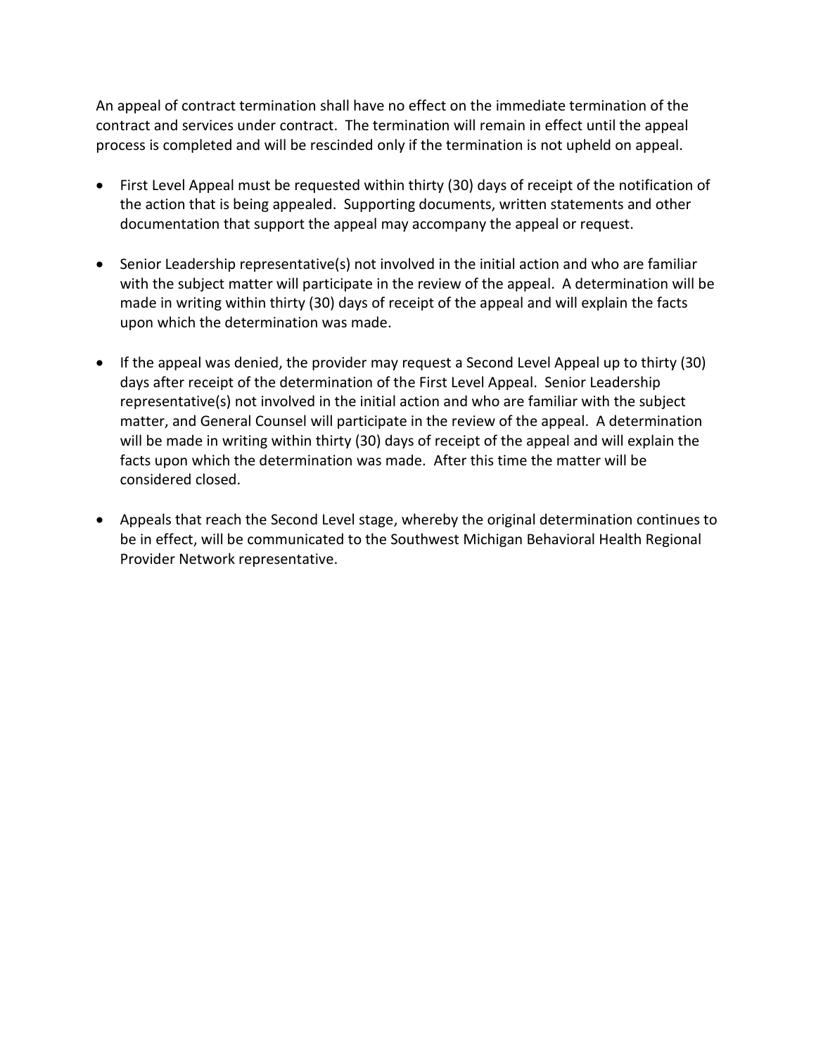An appeal of contract termination shall have no effect on the immediate termination of the contract and services under contract. The termination will remain in effect until the appeal process is completed and will be rescinded only if the termination is not upheld on appeal.

- First Level Appeal must be requested within thirty (30) days of receipt of the notification of the action that is being appealed. Supporting documents, written statements and other documentation that support the appeal may accompany the appeal or request.

- Senior Leadership representative(s) not involved in the initial action and who are familiar with the subject matter will participate in the review of the appeal. A determination will be made in writing within thirty (30) days of receipt of the appeal and will explain the facts upon which the determination was made.

- If the appeal was denied, the provider may request a Second Level Appeal up to thirty (30) days after receipt of the determination of the First Level Appeal. Senior Leadership representative(s) not involved in the initial action and who are familiar with the subject matter, and General Counsel will participate in the review of the appeal. A determination will be made in writing within thirty (30) days of receipt of the appeal and will explain the facts upon which the determination was made. After this time the matter will be considered closed.

- Appeals that reach the Second Level stage, whereby the original determination continues to be in effect, will be communicated to the Southwest Michigan Behavioral Health Regional Provider Network representative.